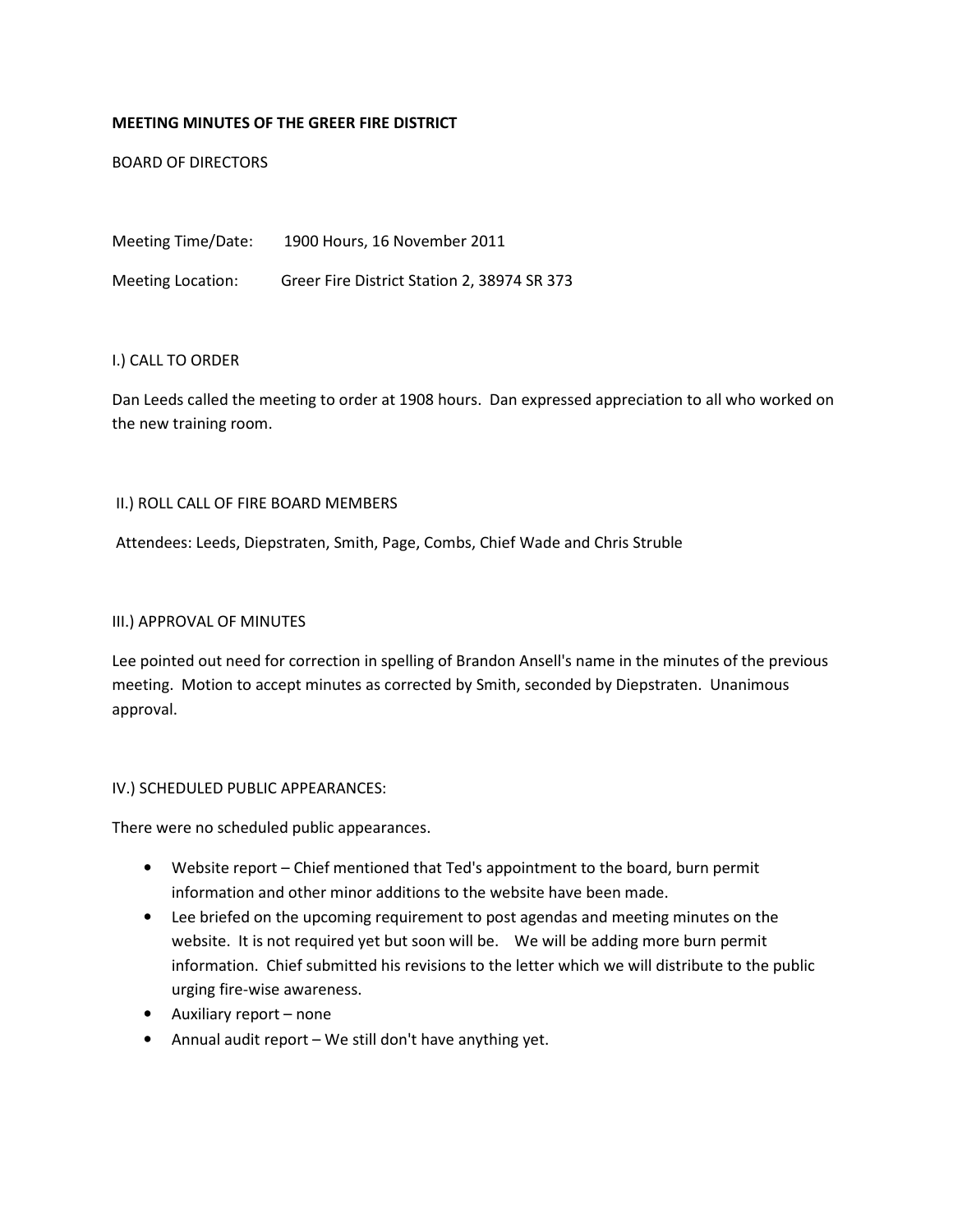**MEETING MINUTES OF THE GREER FIRE DISTRICT**

BOARD OF DIRECTORS

Meeting Time/Date: 1900 Hours, 16 November 2011

Meeting Location: Greer Fire District Station 2, 38974 SR 373

I.) CALL TO ORDER

Dan Leeds called the meeting to order at 1908 hours. Dan expressed appreciation to all who worked on the new training room.

II.) ROLL CALL OF FIRE BOARD MEMBERS

Attendees: Leeds, Diepstraten, Smith, Page, Combs, Chief Wade and Chris Struble

III.) APPROVAL OF MINUTES

Lee pointed out need for correction in spelling of Brandon Ansell's name in the minutes of the previous meeting. Motion to accept minutes as corrected by Smith, seconded by Diepstraten. Unanimous approval.

IV.) SCHEDULED PUBLIC APPEARANCES:

There were no scheduled public appearances.

- Website report – Chief mentioned that Ted's appointment to the board, burn permit information and other minor additions to the website have been made.
- Lee briefed on the upcoming requirement to post agendas and meeting minutes on the website. It is not required yet but soon will be. We will be adding more burn permit information. Chief submitted his revisions to the letter which we will distribute to the public urging fire-wise awareness.
- Auxiliary report – none
- Annual audit report – We still don't have anything yet.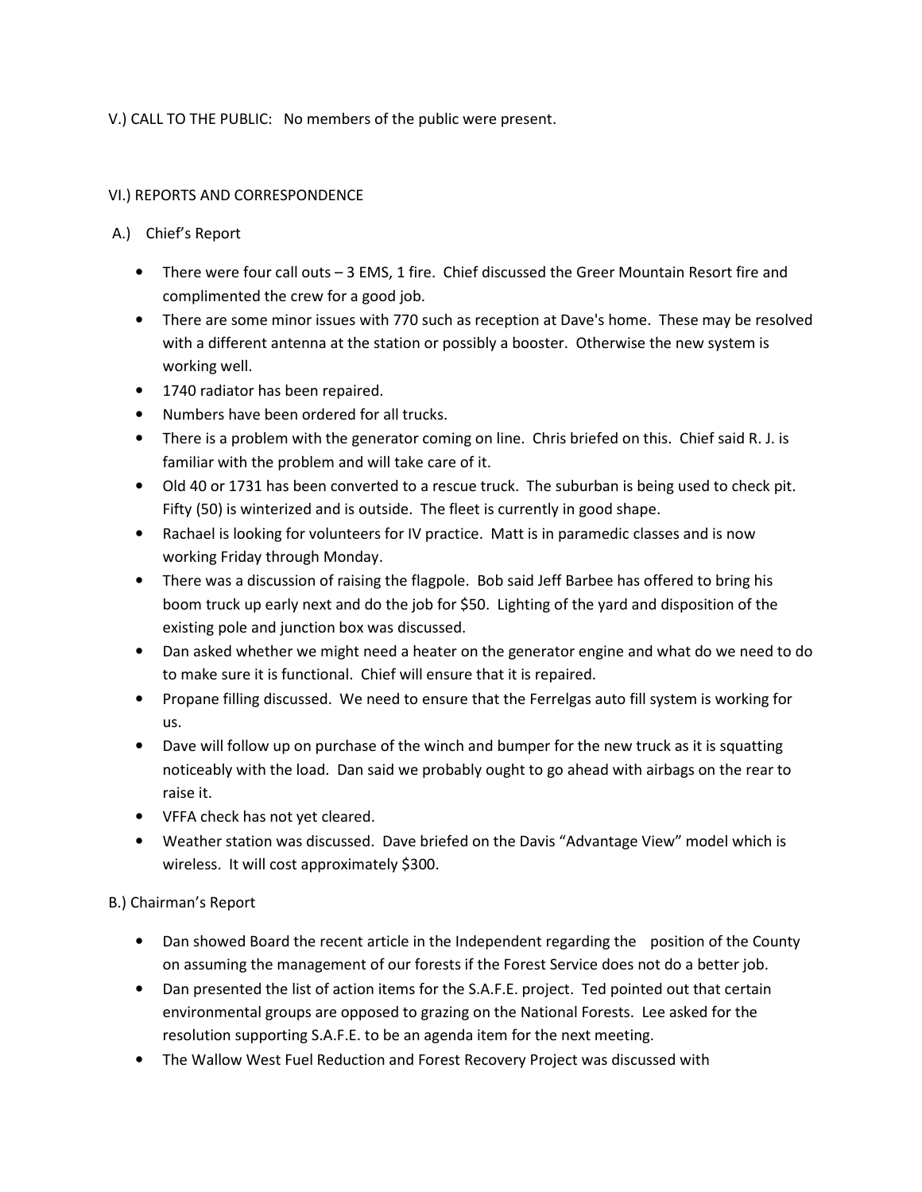V.) CALL TO THE PUBLIC: No members of the public were present.

VI.) REPORTS AND CORRESPONDENCE

A.) Chief's Report

- There were four call outs – 3 EMS, 1 fire. Chief discussed the Greer Mountain Resort fire and complimented the crew for a good job.
- There are some minor issues with 770 such as reception at Dave's home. These may be resolved with a different antenna at the station or possibly a booster. Otherwise the new system is working well.
- 1740 radiator has been repaired.
- Numbers have been ordered for all trucks.
- There is a problem with the generator coming on line. Chris briefed on this. Chief said R. J. is familiar with the problem and will take care of it.
- Old 40 or 1731 has been converted to a rescue truck. The suburban is being used to check pit. Fifty (50) is winterized and is outside. The fleet is currently in good shape.
- Rachael is looking for volunteers for IV practice. Matt is in paramedic classes and is now working Friday through Monday.
- There was a discussion of raising the flagpole. Bob said Jeff Barbee has offered to bring his boom truck up early next and do the job for $50. Lighting of the yard and disposition of the existing pole and junction box was discussed.
- Dan asked whether we might need a heater on the generator engine and what do we need to do to make sure it is functional. Chief will ensure that it is repaired.
- Propane filling discussed. We need to ensure that the Ferrelgas auto fill system is working for us.
- Dave will follow up on purchase of the winch and bumper for the new truck as it is squatting noticeably with the load. Dan said we probably ought to go ahead with airbags on the rear to raise it.
- VFFA check has not yet cleared.
- Weather station was discussed. Dave briefed on the Davis "Advantage View" model which is wireless. It will cost approximately $300.

B.) Chairman's Report

- Dan showed Board the recent article in the Independent regarding the position of the County on assuming the management of our forests if the Forest Service does not do a better job.
- Dan presented the list of action items for the S.A.F.E. project. Ted pointed out that certain environmental groups are opposed to grazing on the National Forests. Lee asked for the resolution supporting S.A.F.E. to be an agenda item for the next meeting.
- The Wallow West Fuel Reduction and Forest Recovery Project was discussed with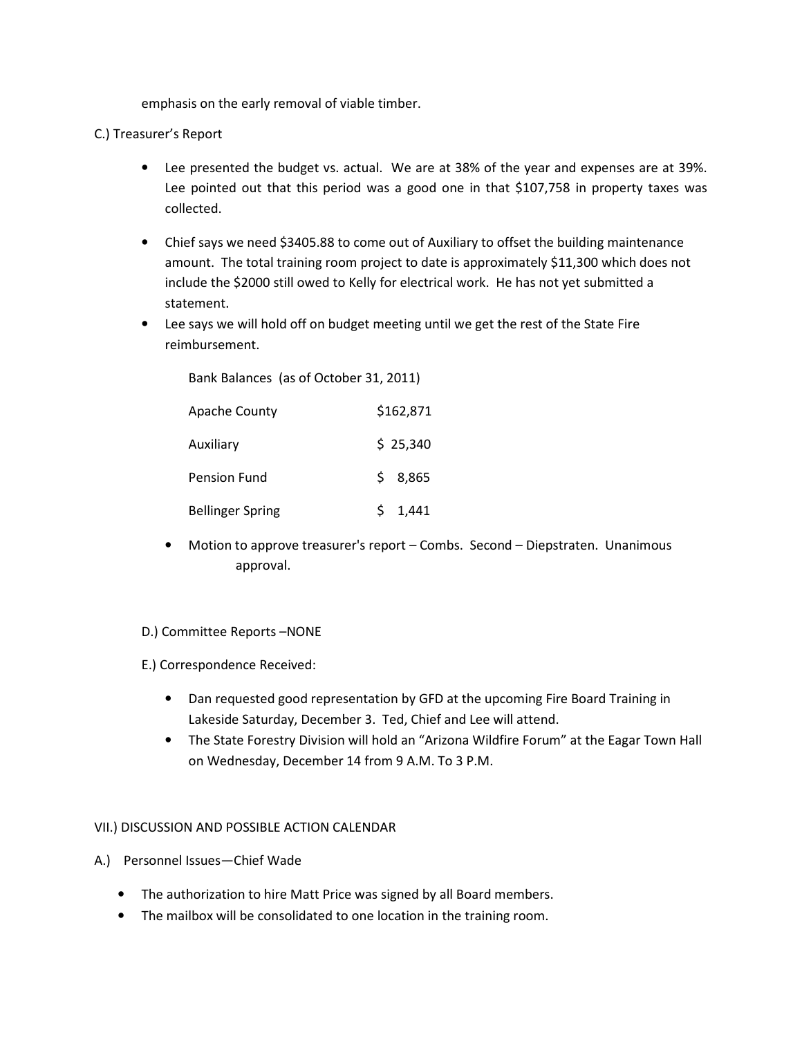emphasis on the early removal of viable timber.

C.) Treasurer's Report

- Lee presented the budget vs. actual. We are at 38% of the year and expenses are at 39%. Lee pointed out that this period was a good one in that $107,758 in property taxes was collected.
- Chief says we need $3405.88 to come out of Auxiliary to offset the building maintenance amount. The total training room project to date is approximately $11,300 which does not include the $2000 still owed to Kelly for electrical work. He has not yet submitted a statement.
- Lee says we will hold off on budget meeting until we get the rest of the State Fire reimbursement.

Bank Balances (as of October 31, 2011)

| | |
|---|---|
| Apache County | $162,871 |
| Auxiliary | $ 25,340 |
| Pension Fund | $ 8,865 |
| Bellinger Spring | $ 1,441 |

- Motion to approve treasurer's report – Combs. Second – Diepstraten. Unanimous approval.

D.) Committee Reports –NONE

E.) Correspondence Received:

- Dan requested good representation by GFD at the upcoming Fire Board Training in Lakeside Saturday, December 3. Ted, Chief and Lee will attend.
- The State Forestry Division will hold an "Arizona Wildfire Forum" at the Eagar Town Hall on Wednesday, December 14 from 9 A.M. To 3 P.M.

VII.) DISCUSSION AND POSSIBLE ACTION CALENDAR

A.) Personnel Issues—Chief Wade

- The authorization to hire Matt Price was signed by all Board members.
- The mailbox will be consolidated to one location in the training room.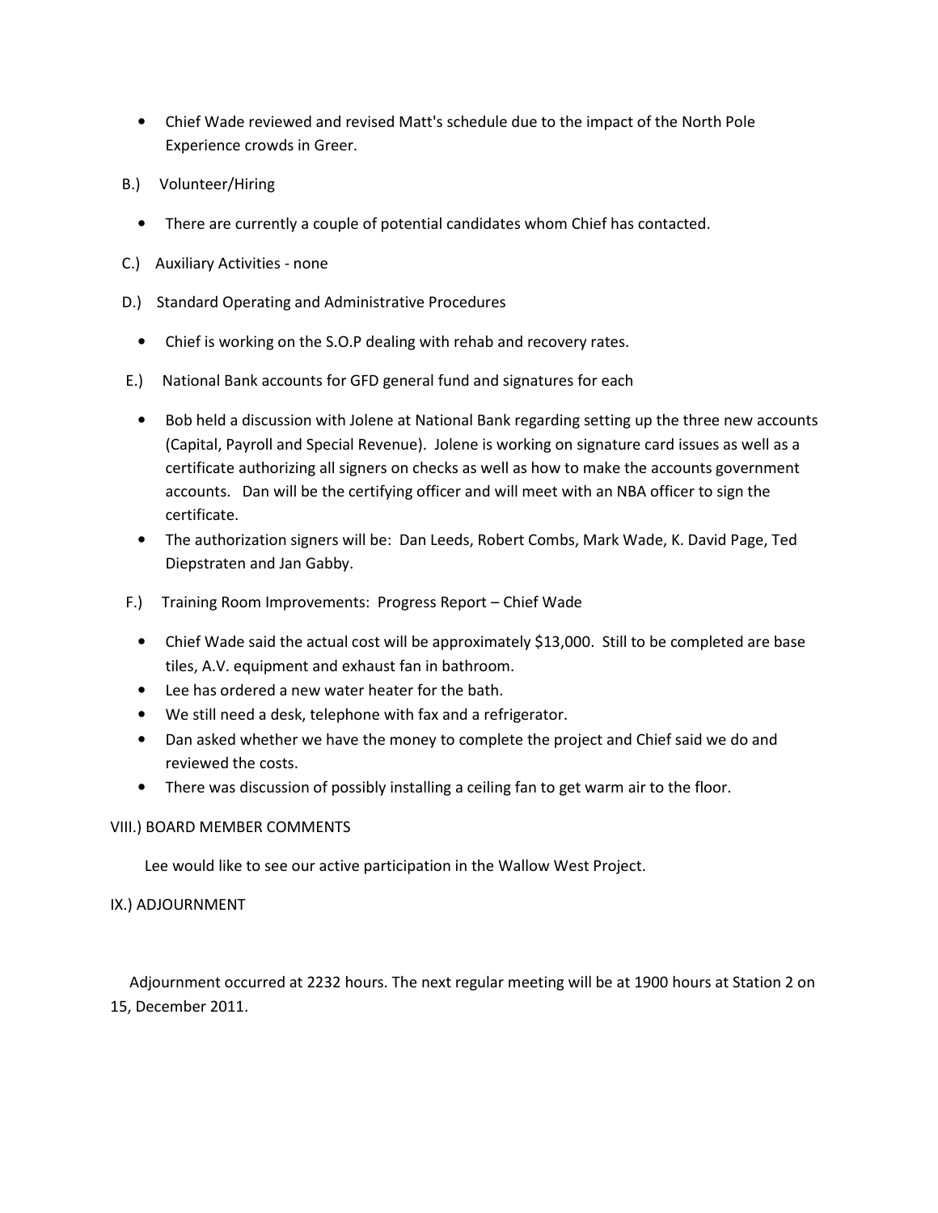- Chief Wade reviewed and revised Matt's schedule due to the impact of the North Pole Experience crowds in Greer.

B.) Volunteer/Hiring

- There are currently a couple of potential candidates whom Chief has contacted.

C.) Auxiliary Activities - none

D.) Standard Operating and Administrative Procedures

- Chief is working on the S.O.P dealing with rehab and recovery rates.

E.) National Bank accounts for GFD general fund and signatures for each

- Bob held a discussion with Jolene at National Bank regarding setting up the three new accounts (Capital, Payroll and Special Revenue). Jolene is working on signature card issues as well as a certificate authorizing all signers on checks as well as how to make the accounts government accounts. Dan will be the certifying officer and will meet with an NBA officer to sign the certificate.
- The authorization signers will be: Dan Leeds, Robert Combs, Mark Wade, K. David Page, Ted Diepstraten and Jan Gabby.

F.) Training Room Improvements: Progress Report – Chief Wade

- Chief Wade said the actual cost will be approximately $13,000. Still to be completed are base tiles, A.V. equipment and exhaust fan in bathroom.
- Lee has ordered a new water heater for the bath.
- We still need a desk, telephone with fax and a refrigerator.
- Dan asked whether we have the money to complete the project and Chief said we do and reviewed the costs.
- There was discussion of possibly installing a ceiling fan to get warm air to the floor.

VIII.) BOARD MEMBER COMMENTS

Lee would like to see our active participation in the Wallow West Project.

IX.) ADJOURNMENT

Adjournment occurred at 2232 hours. The next regular meeting will be at 1900 hours at Station 2 on 15, December 2011.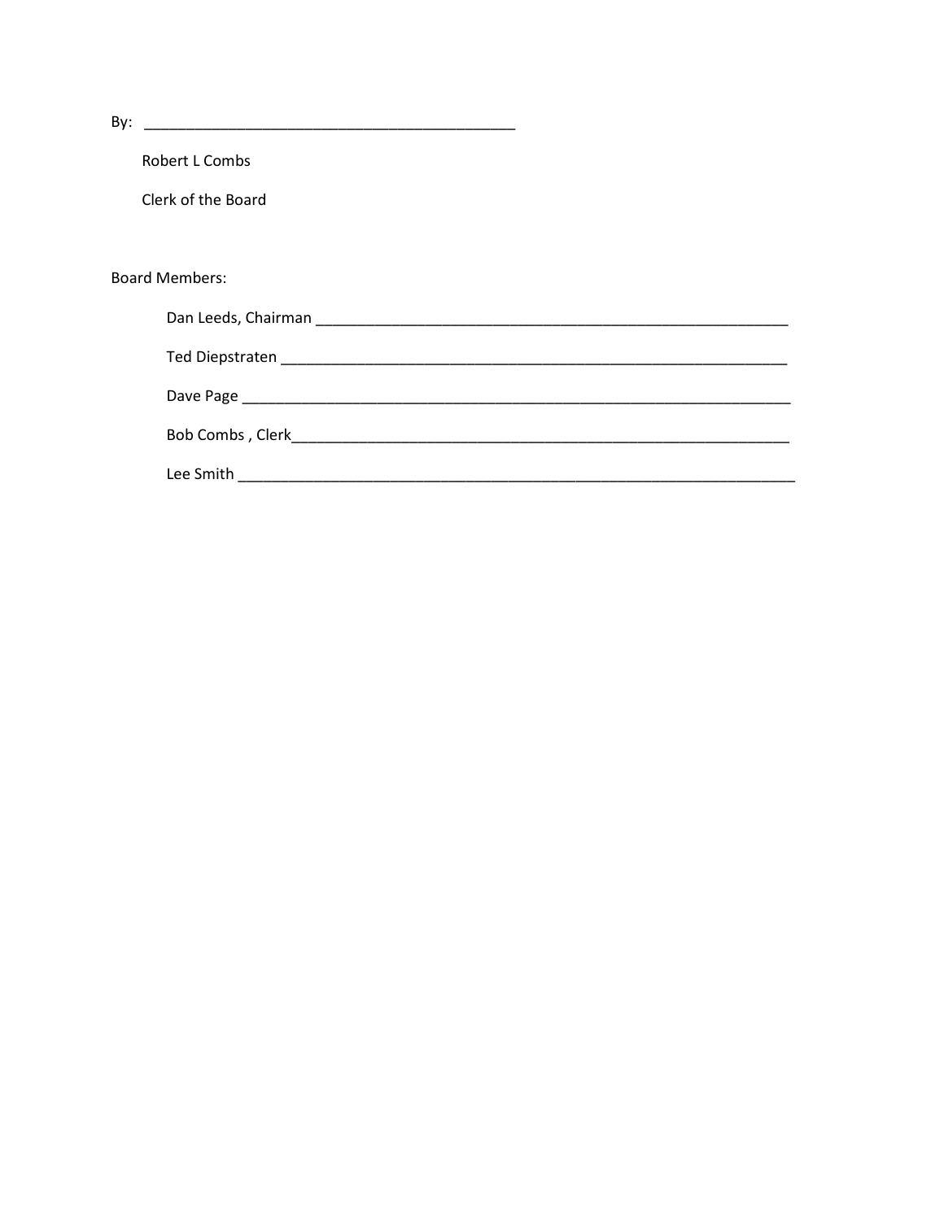By: _____________________________________________

Robert L Combs

Clerk of the Board

Board Members:

Dan Leeds, Chairman _________________________________________________________

Ted Diepstraten ____________________________________________________________

Dave Page _________________________________________________________________

Bob Combs , Clerk___________________________________________________________

Lee Smith __________________________________________________________________